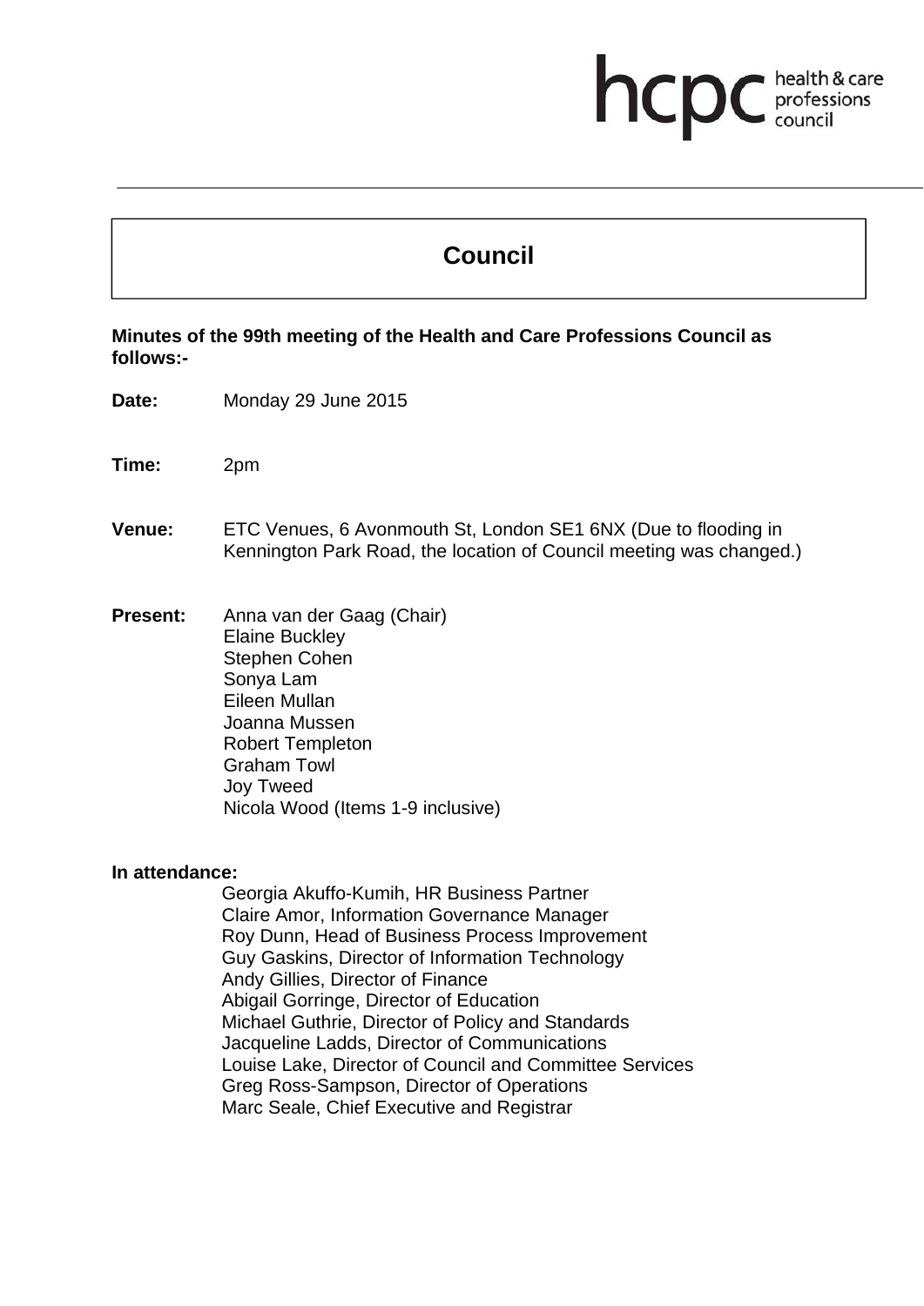# Council

**Minutes of the 99th meeting of the Health and Care Professions Council as follows:-**

**Date:** Monday 29 June 2015

**Time:** 2pm

**Venue:** ETC Venues, 6 Avonmouth St, London SE1 6NX (Due to flooding in Kennington Park Road, the location of Council meeting was changed.)

**Present:**
Anna van der Gaag (Chair)
Elaine Buckley
Stephen Cohen
Sonya Lam
Eileen Mullan
Joanna Mussen
Robert Templeton
Graham Towl
Joy Tweed
Nicola Wood (Items 1-9 inclusive)

**In attendance:**
Georgia Akuffo-Kumih, HR Business Partner
Claire Amor, Information Governance Manager
Roy Dunn, Head of Business Process Improvement
Guy Gaskins, Director of Information Technology
Andy Gillies, Director of Finance
Abigail Gorringe, Director of Education
Michael Guthrie, Director of Policy and Standards
Jacqueline Ladds, Director of Communications
Louise Lake, Director of Council and Committee Services
Greg Ross-Sampson, Director of Operations
Marc Seale, Chief Executive and Registrar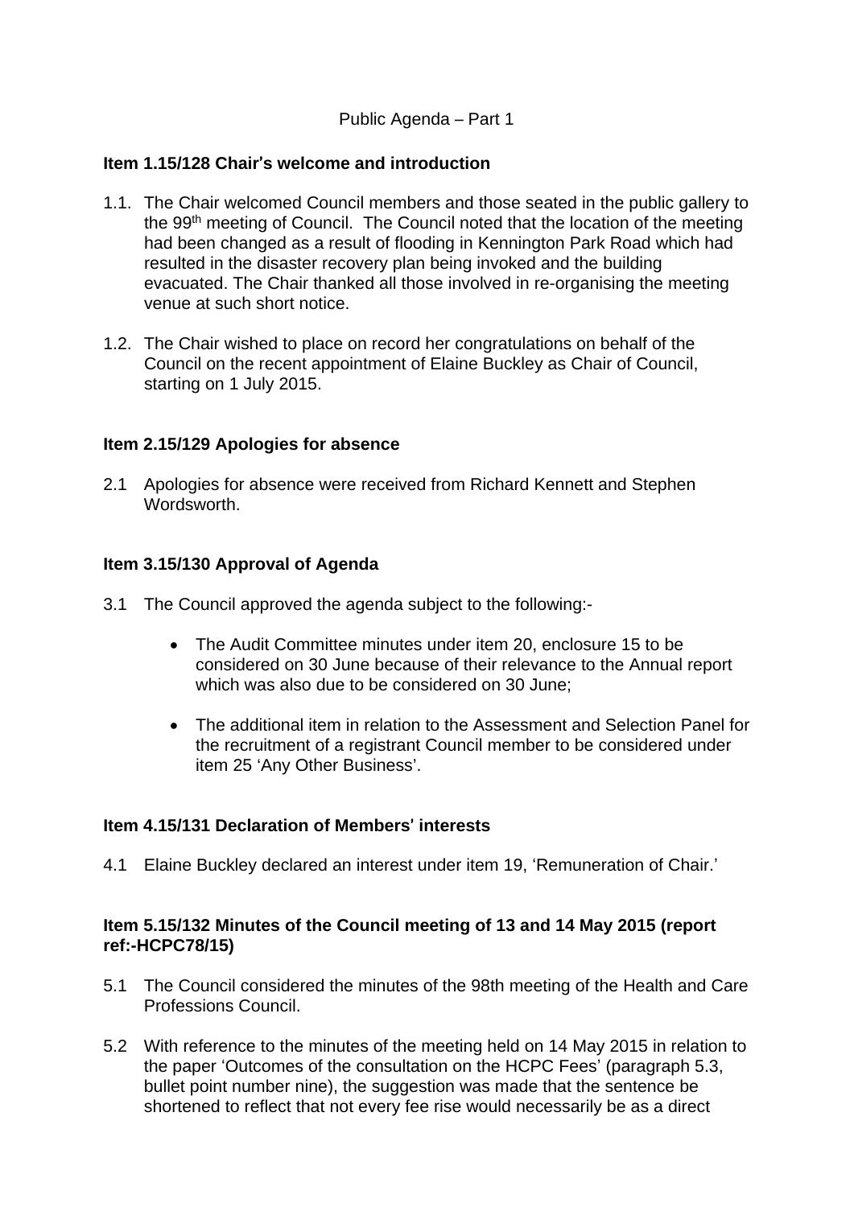Public Agenda – Part 1

**Item 1.15/128 Chair's welcome and introduction**

1.1. The Chair welcomed Council members and those seated in the public gallery to the 99th meeting of Council. The Council noted that the location of the meeting had been changed as a result of flooding in Kennington Park Road which had resulted in the disaster recovery plan being invoked and the building evacuated. The Chair thanked all those involved in re-organising the meeting venue at such short notice.

1.2. The Chair wished to place on record her congratulations on behalf of the Council on the recent appointment of Elaine Buckley as Chair of Council, starting on 1 July 2015.

**Item 2.15/129 Apologies for absence**

2.1 Apologies for absence were received from Richard Kennett and Stephen Wordsworth.

**Item 3.15/130 Approval of Agenda**

3.1 The Council approved the agenda subject to the following:-

- The Audit Committee minutes under item 20, enclosure 15 to be considered on 30 June because of their relevance to the Annual report which was also due to be considered on 30 June;

- The additional item in relation to the Assessment and Selection Panel for the recruitment of a registrant Council member to be considered under item 25 'Any Other Business'.

**Item 4.15/131 Declaration of Members' interests**

4.1 Elaine Buckley declared an interest under item 19, 'Remuneration of Chair.'

**Item 5.15/132 Minutes of the Council meeting of 13 and 14 May 2015 (report ref:-HCPC78/15)**

5.1 The Council considered the minutes of the 98th meeting of the Health and Care Professions Council.

5.2 With reference to the minutes of the meeting held on 14 May 2015 in relation to the paper 'Outcomes of the consultation on the HCPC Fees' (paragraph 5.3, bullet point number nine), the suggestion was made that the sentence be shortened to reflect that not every fee rise would necessarily be as a direct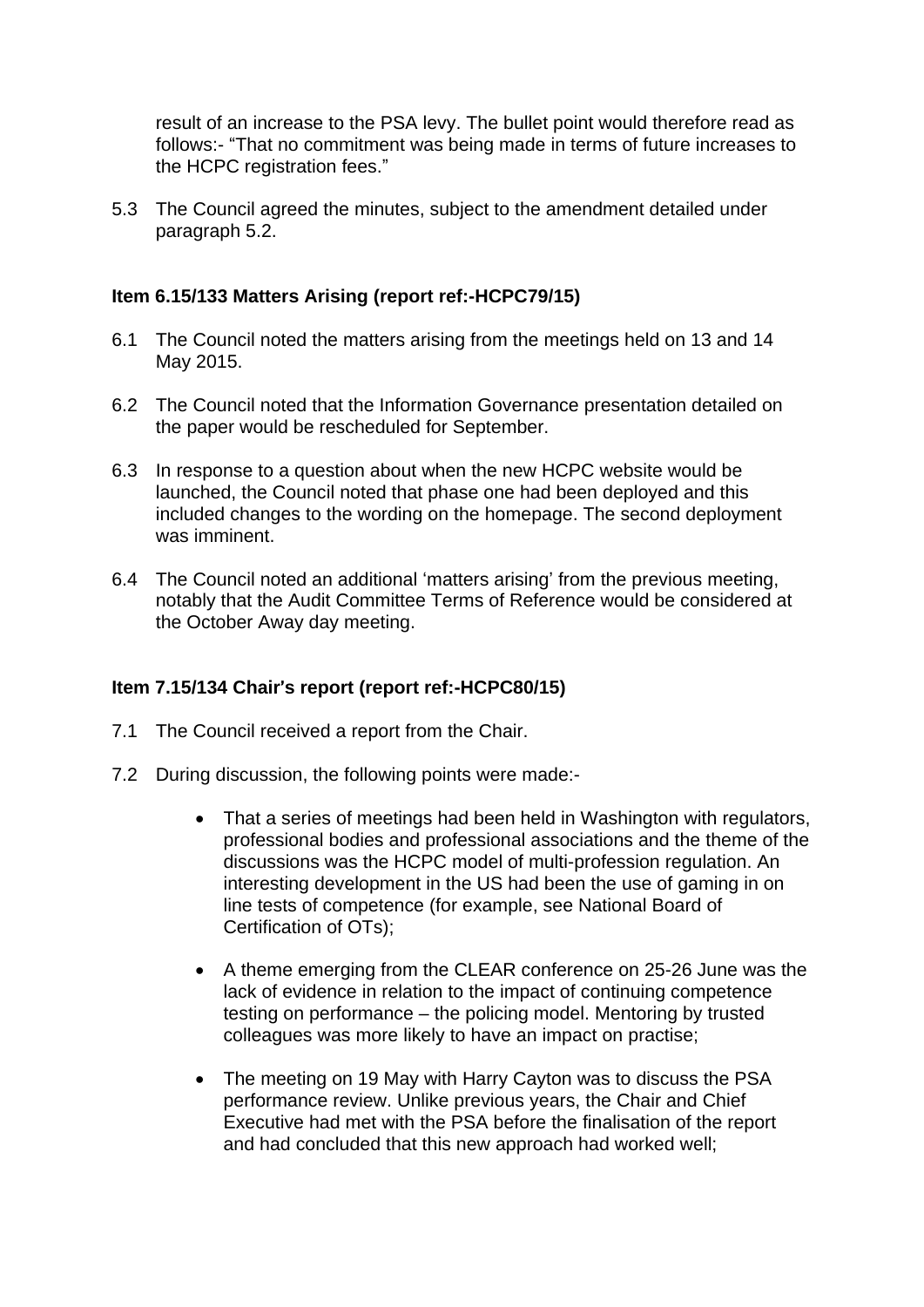result of an increase to the PSA levy. The bullet point would therefore read as follows:- “That no commitment was being made in terms of future increases to the HCPC registration fees.”

5.3 The Council agreed the minutes, subject to the amendment detailed under paragraph 5.2.

**Item 6.15/133 Matters Arising (report ref:-HCPC79/15)**

6.1 The Council noted the matters arising from the meetings held on 13 and 14 May 2015.

6.2 The Council noted that the Information Governance presentation detailed on the paper would be rescheduled for September.

6.3 In response to a question about when the new HCPC website would be launched, the Council noted that phase one had been deployed and this included changes to the wording on the homepage. The second deployment was imminent.

6.4 The Council noted an additional ‘matters arising’ from the previous meeting, notably that the Audit Committee Terms of Reference would be considered at the October Away day meeting.

**Item 7.15/134 Chair’s report (report ref:-HCPC80/15)**

7.1 The Council received a report from the Chair.

7.2 During discussion, the following points were made:-

- That a series of meetings had been held in Washington with regulators, professional bodies and professional associations and the theme of the discussions was the HCPC model of multi-profession regulation. An interesting development in the US had been the use of gaming in on line tests of competence (for example, see National Board of Certification of OTs);

- A theme emerging from the CLEAR conference on 25-26 June was the lack of evidence in relation to the impact of continuing competence testing on performance – the policing model. Mentoring by trusted colleagues was more likely to have an impact on practise;

- The meeting on 19 May with Harry Cayton was to discuss the PSA performance review. Unlike previous years, the Chair and Chief Executive had met with the PSA before the finalisation of the report and had concluded that this new approach had worked well;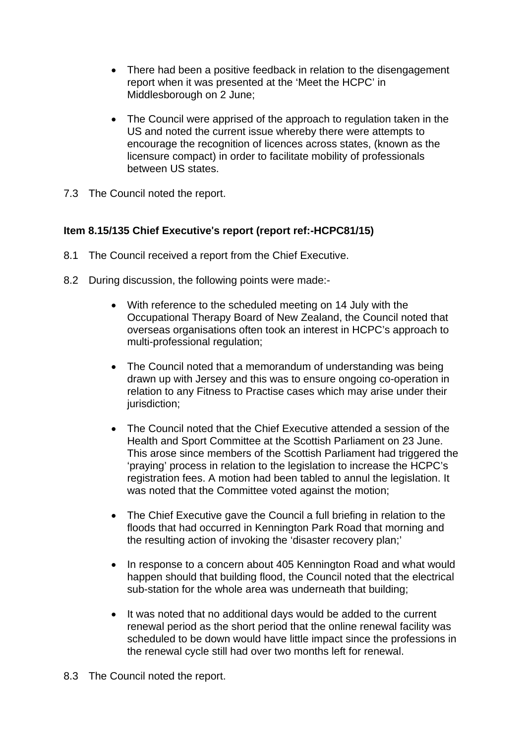- There had been a positive feedback in relation to the disengagement report when it was presented at the 'Meet the HCPC' in Middlesborough on 2 June;

- The Council were apprised of the approach to regulation taken in the US and noted the current issue whereby there were attempts to encourage the recognition of licences across states, (known as the licensure compact) in order to facilitate mobility of professionals between US states.

7.3 The Council noted the report.

**Item 8.15/135 Chief Executive's report (report ref:-HCPC81/15)**

8.1 The Council received a report from the Chief Executive.

8.2 During discussion, the following points were made:-

- With reference to the scheduled meeting on 14 July with the Occupational Therapy Board of New Zealand, the Council noted that overseas organisations often took an interest in HCPC's approach to multi-professional regulation;

- The Council noted that a memorandum of understanding was being drawn up with Jersey and this was to ensure ongoing co-operation in relation to any Fitness to Practise cases which may arise under their jurisdiction;

- The Council noted that the Chief Executive attended a session of the Health and Sport Committee at the Scottish Parliament on 23 June. This arose since members of the Scottish Parliament had triggered the 'praying' process in relation to the legislation to increase the HCPC's registration fees. A motion had been tabled to annul the legislation. It was noted that the Committee voted against the motion;

- The Chief Executive gave the Council a full briefing in relation to the floods that had occurred in Kennington Park Road that morning and the resulting action of invoking the 'disaster recovery plan;'

- In response to a concern about 405 Kennington Road and what would happen should that building flood, the Council noted that the electrical sub-station for the whole area was underneath that building;

- It was noted that no additional days would be added to the current renewal period as the short period that the online renewal facility was scheduled to be down would have little impact since the professions in the renewal cycle still had over two months left for renewal.

8.3 The Council noted the report.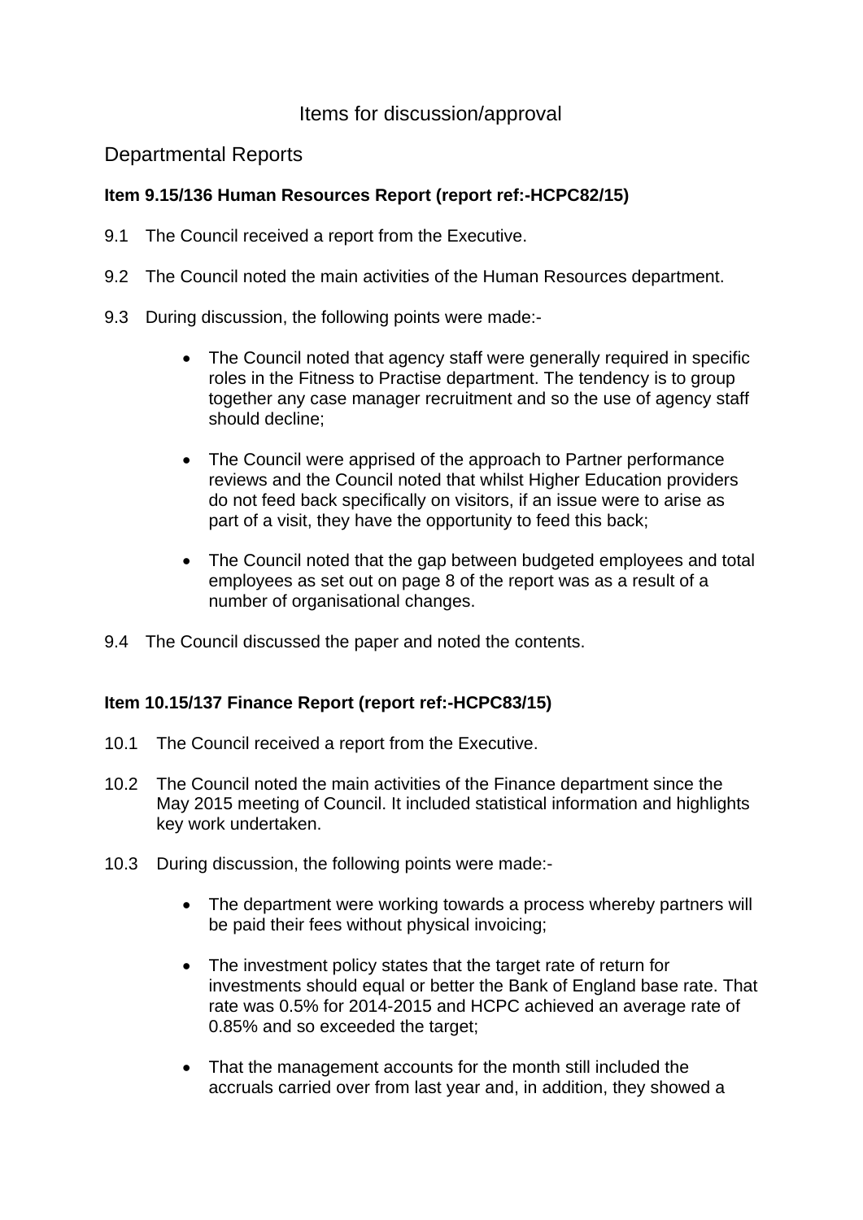# Items for discussion/approval

## Departmental Reports

**Item 9.15/136 Human Resources Report (report ref:-HCPC82/15)**

9.1 The Council received a report from the Executive.

9.2 The Council noted the main activities of the Human Resources department.

9.3 During discussion, the following points were made:-

- The Council noted that agency staff were generally required in specific roles in the Fitness to Practise department. The tendency is to group together any case manager recruitment and so the use of agency staff should decline;
- The Council were apprised of the approach to Partner performance reviews and the Council noted that whilst Higher Education providers do not feed back specifically on visitors, if an issue were to arise as part of a visit, they have the opportunity to feed this back;
- The Council noted that the gap between budgeted employees and total employees as set out on page 8 of the report was as a result of a number of organisational changes.

9.4 The Council discussed the paper and noted the contents.

**Item 10.15/137 Finance Report (report ref:-HCPC83/15)**

10.1 The Council received a report from the Executive.

10.2 The Council noted the main activities of the Finance department since the May 2015 meeting of Council. It included statistical information and highlights key work undertaken.

10.3 During discussion, the following points were made:-

- The department were working towards a process whereby partners will be paid their fees without physical invoicing;
- The investment policy states that the target rate of return for investments should equal or better the Bank of England base rate. That rate was 0.5% for 2014-2015 and HCPC achieved an average rate of 0.85% and so exceeded the target;
- That the management accounts for the month still included the accruals carried over from last year and, in addition, they showed a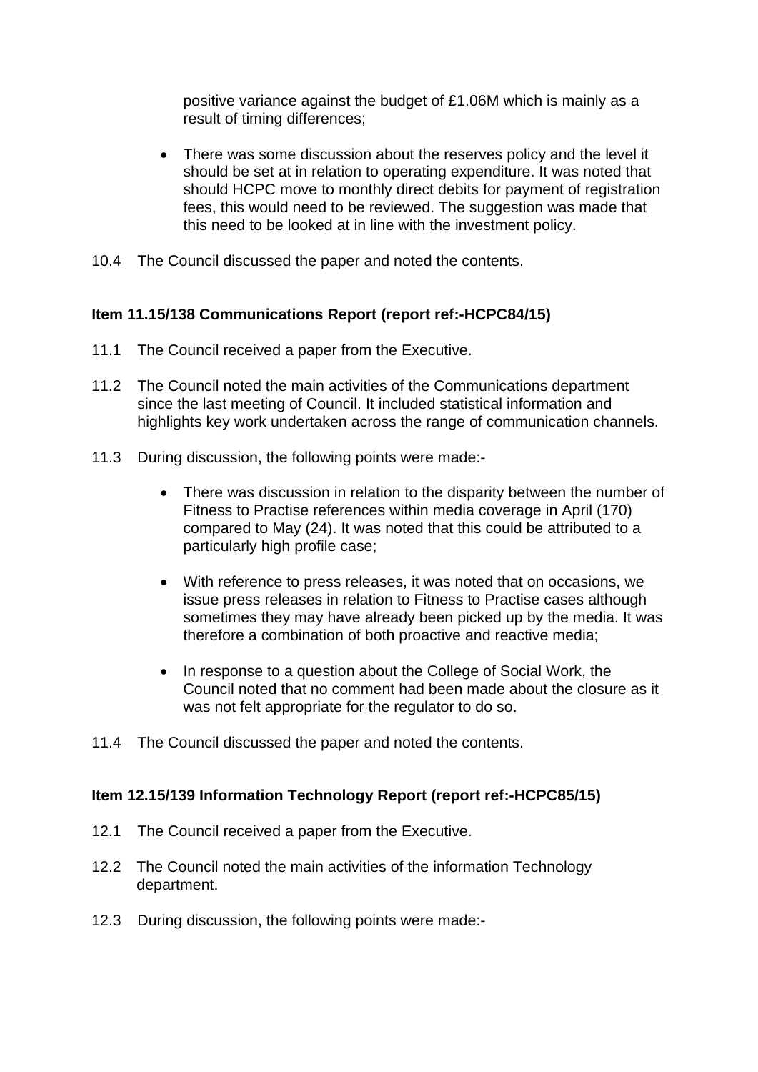positive variance against the budget of £1.06M which is mainly as a result of timing differences;

- There was some discussion about the reserves policy and the level it should be set at in relation to operating expenditure. It was noted that should HCPC move to monthly direct debits for payment of registration fees, this would need to be reviewed. The suggestion was made that this need to be looked at in line with the investment policy.

10.4 The Council discussed the paper and noted the contents.

**Item 11.15/138 Communications Report (report ref:-HCPC84/15)**

11.1 The Council received a paper from the Executive.

11.2 The Council noted the main activities of the Communications department since the last meeting of Council. It included statistical information and highlights key work undertaken across the range of communication channels.

11.3 During discussion, the following points were made:-

- There was discussion in relation to the disparity between the number of Fitness to Practise references within media coverage in April (170) compared to May (24). It was noted that this could be attributed to a particularly high profile case;

- With reference to press releases, it was noted that on occasions, we issue press releases in relation to Fitness to Practise cases although sometimes they may have already been picked up by the media. It was therefore a combination of both proactive and reactive media;

- In response to a question about the College of Social Work, the Council noted that no comment had been made about the closure as it was not felt appropriate for the regulator to do so.

11.4 The Council discussed the paper and noted the contents.

**Item 12.15/139 Information Technology Report (report ref:-HCPC85/15)**

12.1 The Council received a paper from the Executive.

12.2 The Council noted the main activities of the information Technology department.

12.3 During discussion, the following points were made:-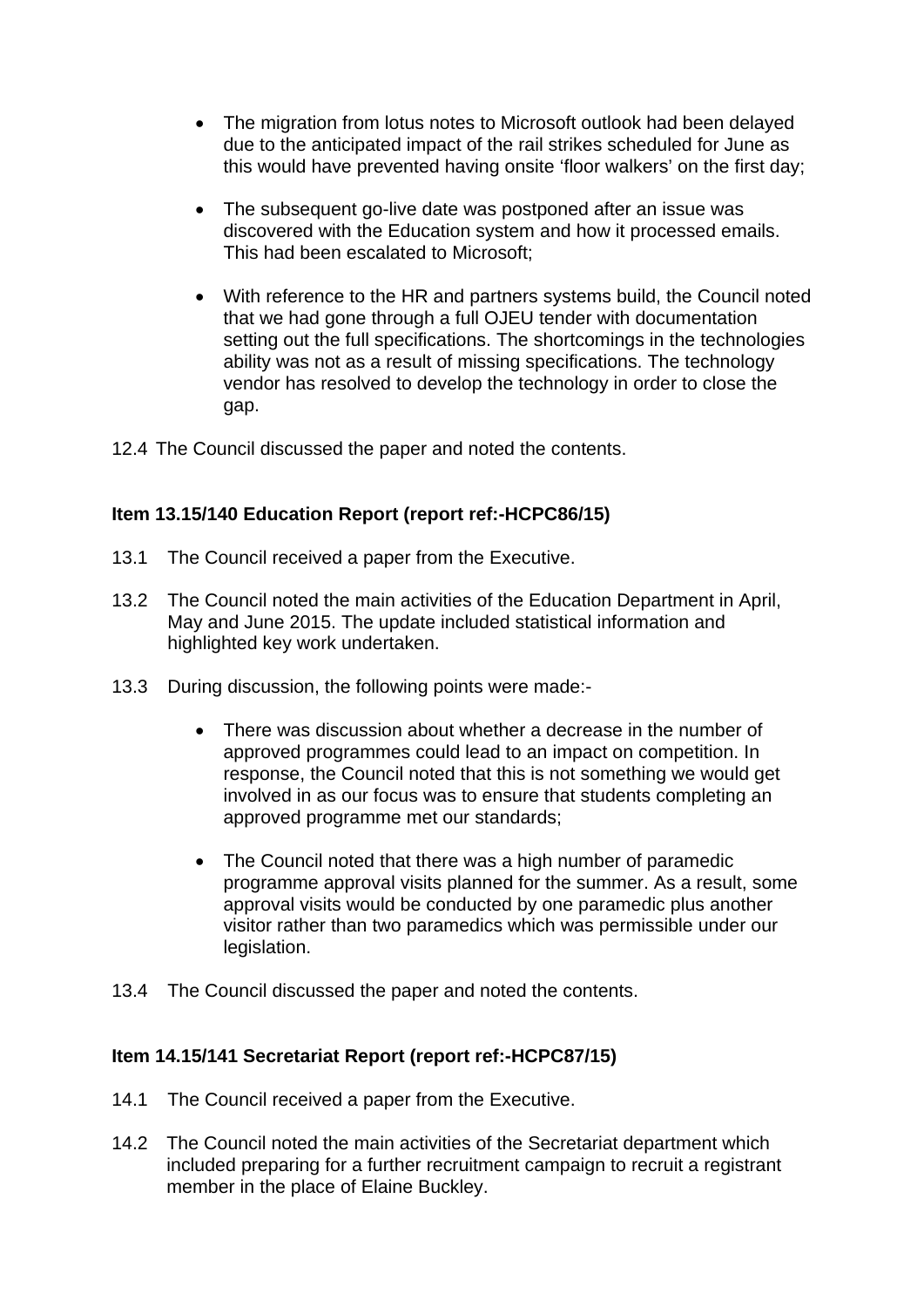- The migration from lotus notes to Microsoft outlook had been delayed due to the anticipated impact of the rail strikes scheduled for June as this would have prevented having onsite 'floor walkers' on the first day;

- The subsequent go-live date was postponed after an issue was discovered with the Education system and how it processed emails. This had been escalated to Microsoft;

- With reference to the HR and partners systems build, the Council noted that we had gone through a full OJEU tender with documentation setting out the full specifications. The shortcomings in the technologies ability was not as a result of missing specifications. The technology vendor has resolved to develop the technology in order to close the gap.

12.4 The Council discussed the paper and noted the contents.

**Item 13.15/140 Education Report (report ref:-HCPC86/15)**

13.1 The Council received a paper from the Executive.

13.2 The Council noted the main activities of the Education Department in April, May and June 2015. The update included statistical information and highlighted key work undertaken.

13.3 During discussion, the following points were made:-

- There was discussion about whether a decrease in the number of approved programmes could lead to an impact on competition. In response, the Council noted that this is not something we would get involved in as our focus was to ensure that students completing an approved programme met our standards;

- The Council noted that there was a high number of paramedic programme approval visits planned for the summer. As a result, some approval visits would be conducted by one paramedic plus another visitor rather than two paramedics which was permissible under our legislation.

13.4 The Council discussed the paper and noted the contents.

**Item 14.15/141 Secretariat Report (report ref:-HCPC87/15)**

14.1 The Council received a paper from the Executive.

14.2 The Council noted the main activities of the Secretariat department which included preparing for a further recruitment campaign to recruit a registrant member in the place of Elaine Buckley.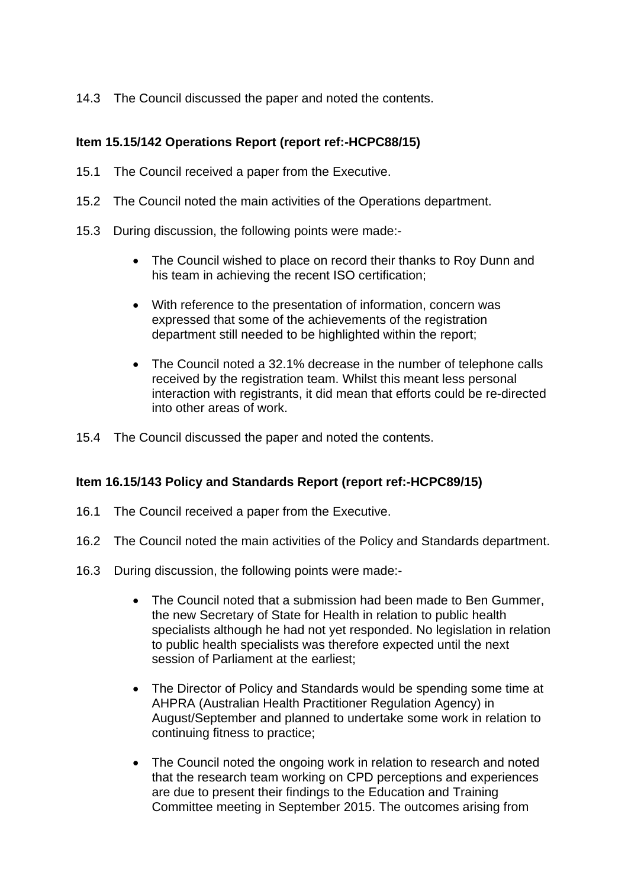14.3 The Council discussed the paper and noted the contents.

**Item 15.15/142 Operations Report (report ref:-HCPC88/15)**

15.1 The Council received a paper from the Executive.

15.2 The Council noted the main activities of the Operations department.

15.3 During discussion, the following points were made:-

- The Council wished to place on record their thanks to Roy Dunn and his team in achieving the recent ISO certification;
- With reference to the presentation of information, concern was expressed that some of the achievements of the registration department still needed to be highlighted within the report;
- The Council noted a 32.1% decrease in the number of telephone calls received by the registration team. Whilst this meant less personal interaction with registrants, it did mean that efforts could be re-directed into other areas of work.

15.4 The Council discussed the paper and noted the contents.

**Item 16.15/143 Policy and Standards Report (report ref:-HCPC89/15)**

16.1 The Council received a paper from the Executive.

16.2 The Council noted the main activities of the Policy and Standards department.

16.3 During discussion, the following points were made:-

- The Council noted that a submission had been made to Ben Gummer, the new Secretary of State for Health in relation to public health specialists although he had not yet responded. No legislation in relation to public health specialists was therefore expected until the next session of Parliament at the earliest;
- The Director of Policy and Standards would be spending some time at AHPRA (Australian Health Practitioner Regulation Agency) in August/September and planned to undertake some work in relation to continuing fitness to practice;
- The Council noted the ongoing work in relation to research and noted that the research team working on CPD perceptions and experiences are due to present their findings to the Education and Training Committee meeting in September 2015. The outcomes arising from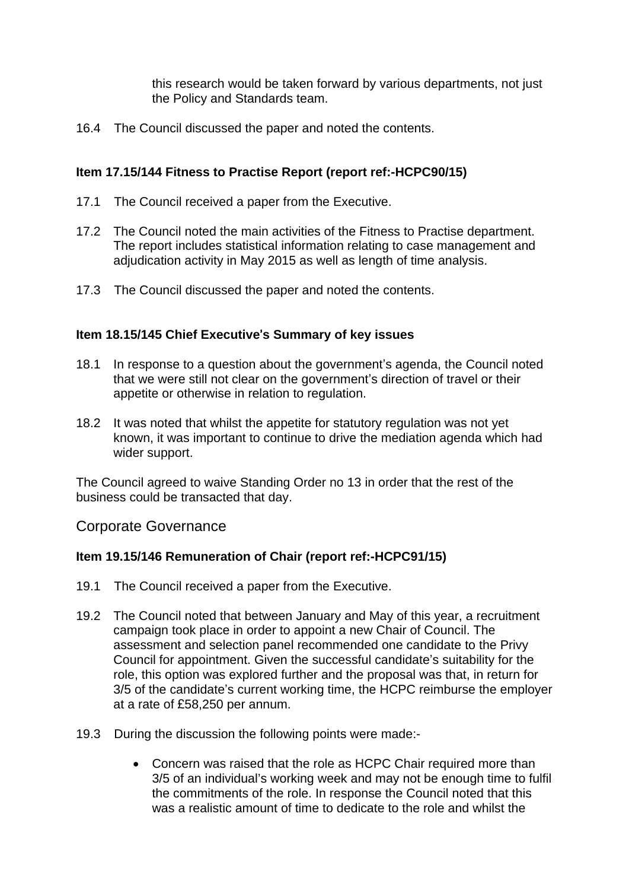this research would be taken forward by various departments, not just the Policy and Standards team.

16.4 The Council discussed the paper and noted the contents.

**Item 17.15/144 Fitness to Practise Report (report ref:-HCPC90/15)**

17.1 The Council received a paper from the Executive.

17.2 The Council noted the main activities of the Fitness to Practise department. The report includes statistical information relating to case management and adjudication activity in May 2015 as well as length of time analysis.

17.3 The Council discussed the paper and noted the contents.

**Item 18.15/145 Chief Executive's Summary of key issues**

18.1 In response to a question about the government's agenda, the Council noted that we were still not clear on the government's direction of travel or their appetite or otherwise in relation to regulation.

18.2 It was noted that whilst the appetite for statutory regulation was not yet known, it was important to continue to drive the mediation agenda which had wider support.

The Council agreed to waive Standing Order no 13 in order that the rest of the business could be transacted that day.

## Corporate Governance

**Item 19.15/146 Remuneration of Chair (report ref:-HCPC91/15)**

19.1 The Council received a paper from the Executive.

19.2 The Council noted that between January and May of this year, a recruitment campaign took place in order to appoint a new Chair of Council. The assessment and selection panel recommended one candidate to the Privy Council for appointment. Given the successful candidate's suitability for the role, this option was explored further and the proposal was that, in return for 3/5 of the candidate's current working time, the HCPC reimburse the employer at a rate of £58,250 per annum.

19.3 During the discussion the following points were made:-

- Concern was raised that the role as HCPC Chair required more than 3/5 of an individual's working week and may not be enough time to fulfil the commitments of the role. In response the Council noted that this was a realistic amount of time to dedicate to the role and whilst the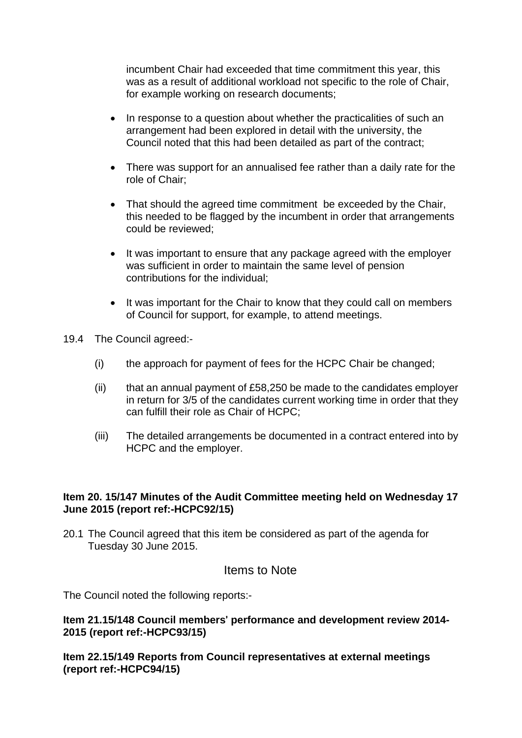incumbent Chair had exceeded that time commitment this year, this was as a result of additional workload not specific to the role of Chair, for example working on research documents;

- In response to a question about whether the practicalities of such an arrangement had been explored in detail with the university, the Council noted that this had been detailed as part of the contract;
- There was support for an annualised fee rather than a daily rate for the role of Chair;
- That should the agreed time commitment be exceeded by the Chair, this needed to be flagged by the incumbent in order that arrangements could be reviewed;
- It was important to ensure that any package agreed with the employer was sufficient in order to maintain the same level of pension contributions for the individual;
- It was important for the Chair to know that they could call on members of Council for support, for example, to attend meetings.

19.4 The Council agreed:-

(i) the approach for payment of fees for the HCPC Chair be changed;

(ii) that an annual payment of £58,250 be made to the candidates employer in return for 3/5 of the candidates current working time in order that they can fulfill their role as Chair of HCPC;

(iii) The detailed arrangements be documented in a contract entered into by HCPC and the employer.

**Item 20. 15/147 Minutes of the Audit Committee meeting held on Wednesday 17 June 2015 (report ref:-HCPC92/15)**

20.1 The Council agreed that this item be considered as part of the agenda for Tuesday 30 June 2015.

## Items to Note

The Council noted the following reports:-

**Item 21.15/148 Council members' performance and development review 2014-2015 (report ref:-HCPC93/15)**

**Item 22.15/149 Reports from Council representatives at external meetings (report ref:-HCPC94/15)**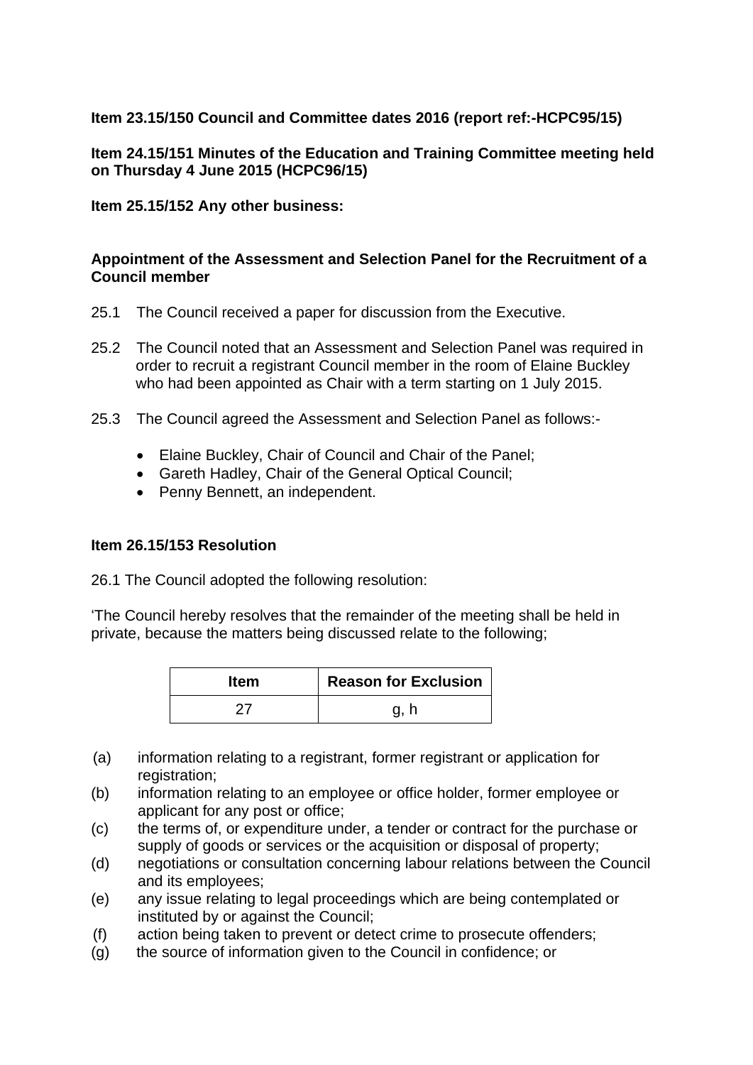**Item 23.15/150 Council and Committee dates 2016 (report ref:-HCPC95/15)**

**Item 24.15/151 Minutes of the Education and Training Committee meeting held on Thursday 4 June 2015 (HCPC96/15)**

**Item 25.15/152 Any other business:**

**Appointment of the Assessment and Selection Panel for the Recruitment of a Council member**

25.1 The Council received a paper for discussion from the Executive.

25.2 The Council noted that an Assessment and Selection Panel was required in order to recruit a registrant Council member in the room of Elaine Buckley who had been appointed as Chair with a term starting on 1 July 2015.

25.3 The Council agreed the Assessment and Selection Panel as follows:-

- Elaine Buckley, Chair of Council and Chair of the Panel;
- Gareth Hadley, Chair of the General Optical Council;
- Penny Bennett, an independent.

**Item 26.15/153 Resolution**

26.1 The Council adopted the following resolution:

'The Council hereby resolves that the remainder of the meeting shall be held in private, because the matters being discussed relate to the following;

| Item | Reason for Exclusion |
|---|---|
| 27 | g, h |

(a) information relating to a registrant, former registrant or application for registration;
(b) information relating to an employee or office holder, former employee or applicant for any post or office;
(c) the terms of, or expenditure under, a tender or contract for the purchase or supply of goods or services or the acquisition or disposal of property;
(d) negotiations or consultation concerning labour relations between the Council and its employees;
(e) any issue relating to legal proceedings which are being contemplated or instituted by or against the Council;
(f) action being taken to prevent or detect crime to prosecute offenders;
(g) the source of information given to the Council in confidence; or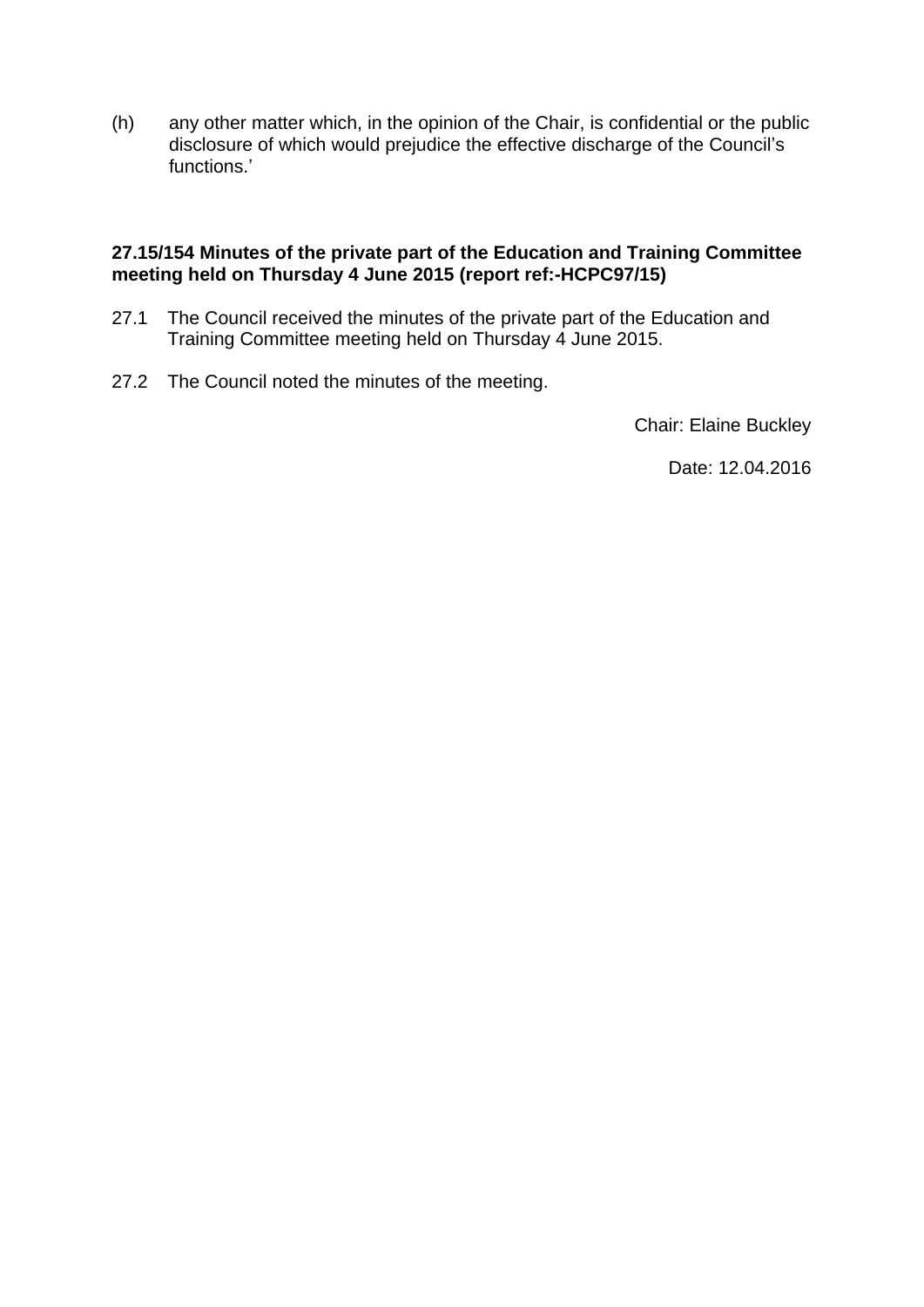(h) any other matter which, in the opinion of the Chair, is confidential or the public disclosure of which would prejudice the effective discharge of the Council's functions.'

**27.15/154 Minutes of the private part of the Education and Training Committee meeting held on Thursday 4 June 2015 (report ref:-HCPC97/15)**

27.1 The Council received the minutes of the private part of the Education and Training Committee meeting held on Thursday 4 June 2015.

27.2 The Council noted the minutes of the meeting.

Chair: Elaine Buckley

Date: 12.04.2016